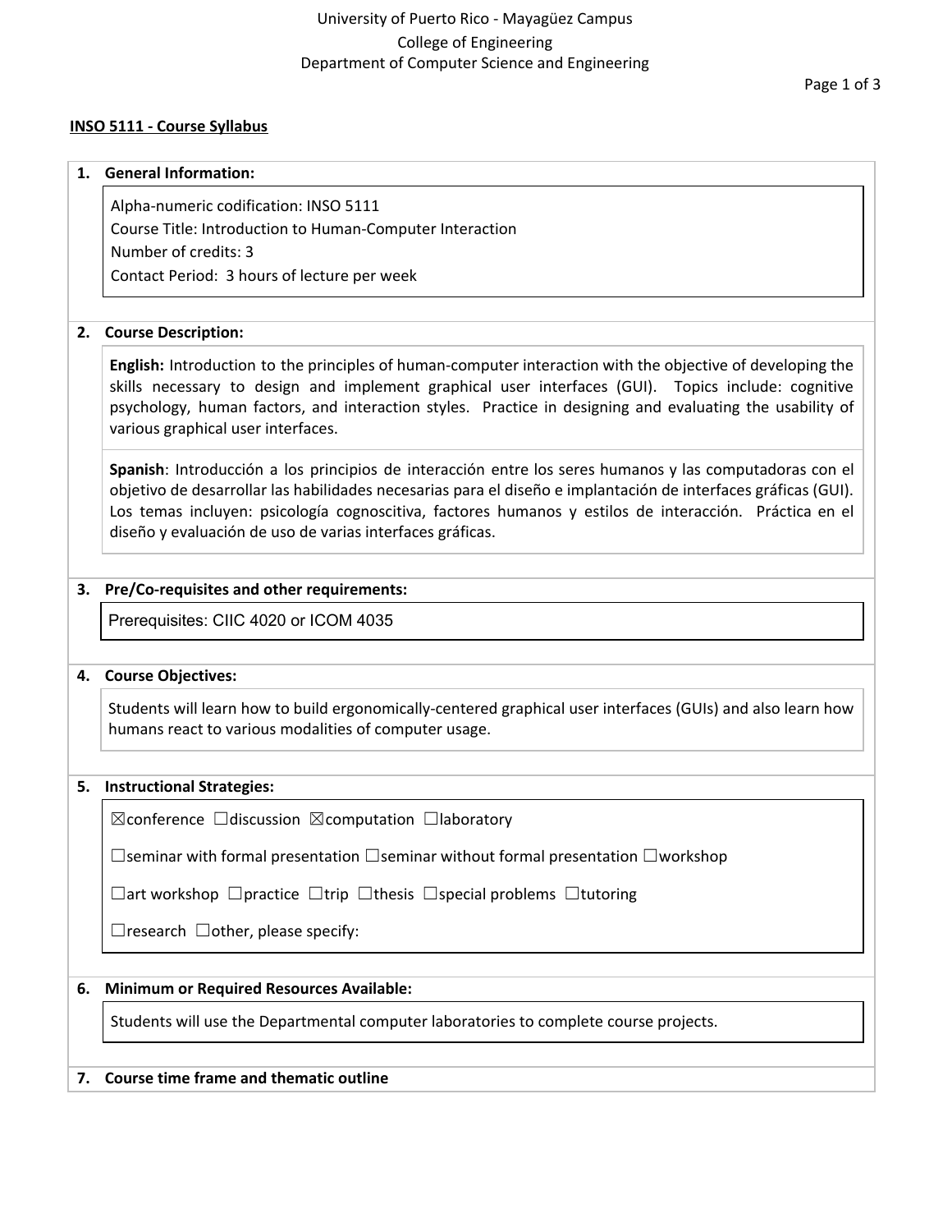University of Puerto Rico - Mayagüez Campus
College of Engineering
Department of Computer Science and Engineering

## INSO 5111 - Course Syllabus

### 1. General Information:

Alpha-numeric codification: INSO 5111
Course Title: Introduction to Human-Computer Interaction
Number of credits: 3
Contact Period: 3 hours of lecture per week

### 2. Course Description:

**English:** Introduction to the principles of human-computer interaction with the objective of developing the skills necessary to design and implement graphical user interfaces (GUI). Topics include: cognitive psychology, human factors, and interaction styles. Practice in designing and evaluating the usability of various graphical user interfaces.

**Spanish**: Introducción a los principios de interacción entre los seres humanos y las computadoras con el objetivo de desarrollar las habilidades necesarias para el diseño e implantación de interfaces gráficas (GUI). Los temas incluyen: psicología cognoscitiva, factores humanos y estilos de interacción. Práctica en el diseño y evaluación de uso de varias interfaces gráficas.

### 3. Pre/Co-requisites and other requirements:

Prerequisites: CIIC 4020 or ICOM 4035

### 4. Course Objectives:

Students will learn how to build ergonomically-centered graphical user interfaces (GUIs) and also learn how humans react to various modalities of computer usage.

### 5. Instructional Strategies:

☒conference ☐discussion ☒computation ☐laboratory

☐seminar with formal presentation ☐seminar without formal presentation ☐workshop

☐art workshop ☐practice ☐trip ☐thesis ☐special problems ☐tutoring

☐research ☐other, please specify:

### 6. Minimum or Required Resources Available:

Students will use the Departmental computer laboratories to complete course projects.

### 7. Course time frame and thematic outline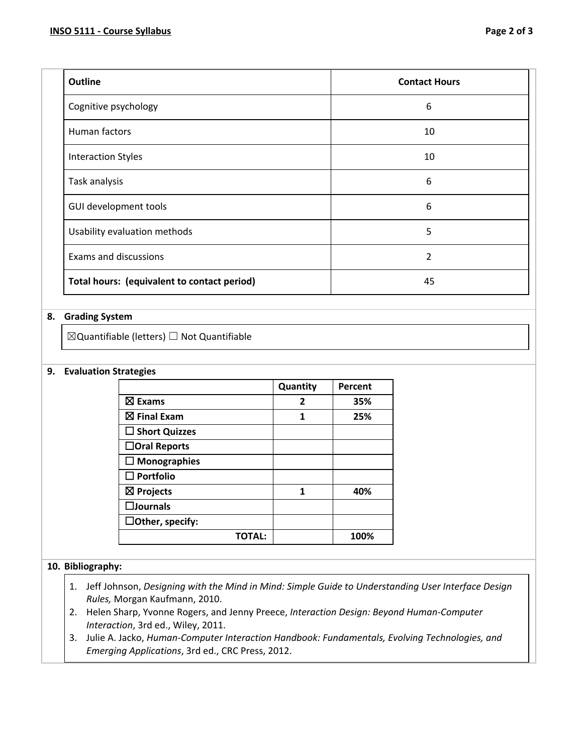| Outline | Contact Hours |
|---|---|
| Cognitive psychology | 6 |
| Human factors | 10 |
| Interaction Styles | 10 |
| Task analysis | 6 |
| GUI development tools | 6 |
| Usability evaluation methods | 5 |
| Exams and discussions | 2 |
| **Total hours: (equivalent to contact period)** | 45 |

**8. Grading System**

☒Quantifiable (letters) ☐ Not Quantifiable

**9. Evaluation Strategies**

| | Quantity | Percent |
|---|---|---|
| ☒ **Exams** | **2** | **35%** |
| ☒ **Final Exam** | **1** | **25%** |
| ☐ **Short Quizzes** | | |
| ☐**Oral Reports** | | |
| ☐ **Monographies** | | |
| ☐ **Portfolio** | | |
| ☒ **Projects** | **1** | **40%** |
| ☐**Journals** | | |
| ☐**Other, specify:** | | |
| **TOTAL:** | | **100%** |

**10. Bibliography:**

1. Jeff Johnson, *Designing with the Mind in Mind: Simple Guide to Understanding User Interface Design Rules,* Morgan Kaufmann, 2010.
2. Helen Sharp, Yvonne Rogers, and Jenny Preece, *Interaction Design: Beyond Human-Computer Interaction*, 3rd ed., Wiley, 2011.
3. Julie A. Jacko, *Human-Computer Interaction Handbook: Fundamentals, Evolving Technologies, and Emerging Applications*, 3rd ed., CRC Press, 2012.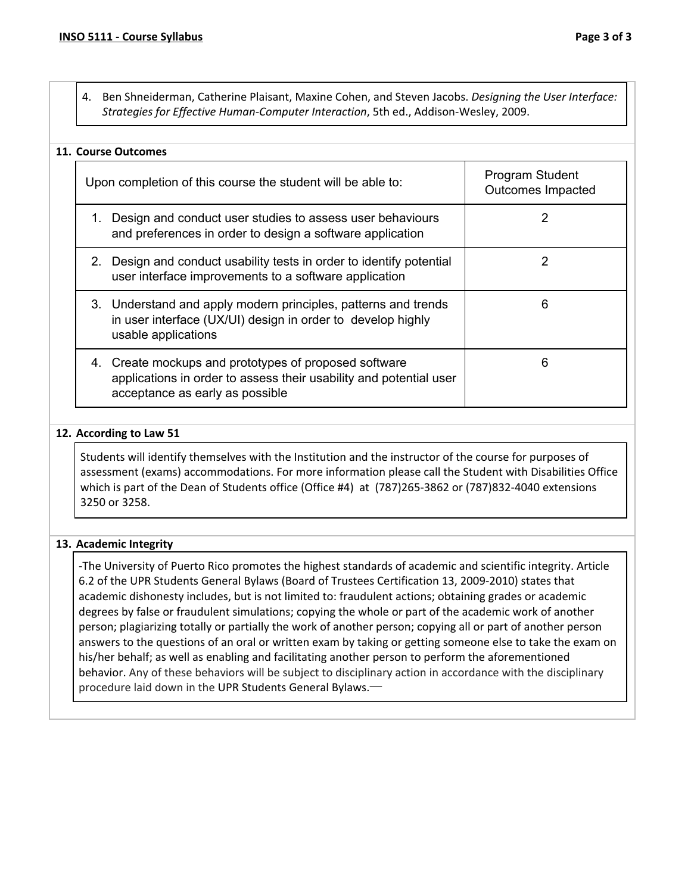4. Ben Shneiderman, Catherine Plaisant, Maxine Cohen, and Steven Jacobs. *Designing the User Interface: Strategies for Effective Human-Computer Interaction*, 5th ed., Addison-Wesley, 2009.

## 11. Course Outcomes

| Upon completion of this course the student will be able to: | Program Student Outcomes Impacted |
|---|---|
| 1. Design and conduct user studies to assess user behaviours and preferences in order to design a software application | 2 |
| 2. Design and conduct usability tests in order to identify potential user interface improvements to a software application | 2 |
| 3. Understand and apply modern principles, patterns and trends in user interface (UX/UI) design in order to develop highly usable applications | 6 |
| 4. Create mockups and prototypes of proposed software applications in order to assess their usability and potential user acceptance as early as possible | 6 |

## 12. According to Law 51

Students will identify themselves with the Institution and the instructor of the course for purposes of assessment (exams) accommodations. For more information please call the Student with Disabilities Office which is part of the Dean of Students office (Office #4) at (787)265-3862 or (787)832-4040 extensions 3250 or 3258.

## 13. Academic Integrity

-The University of Puerto Rico promotes the highest standards of academic and scientific integrity. Article 6.2 of the UPR Students General Bylaws (Board of Trustees Certification 13, 2009-2010) states that academic dishonesty includes, but is not limited to: fraudulent actions; obtaining grades or academic degrees by false or fraudulent simulations; copying the whole or part of the academic work of another person; plagiarizing totally or partially the work of another person; copying all or part of another person answers to the questions of an oral or written exam by taking or getting someone else to take the exam on his/her behalf; as well as enabling and facilitating another person to perform the aforementioned behavior. Any of these behaviors will be subject to disciplinary action in accordance with the disciplinary procedure laid down in the UPR Students General Bylaws.